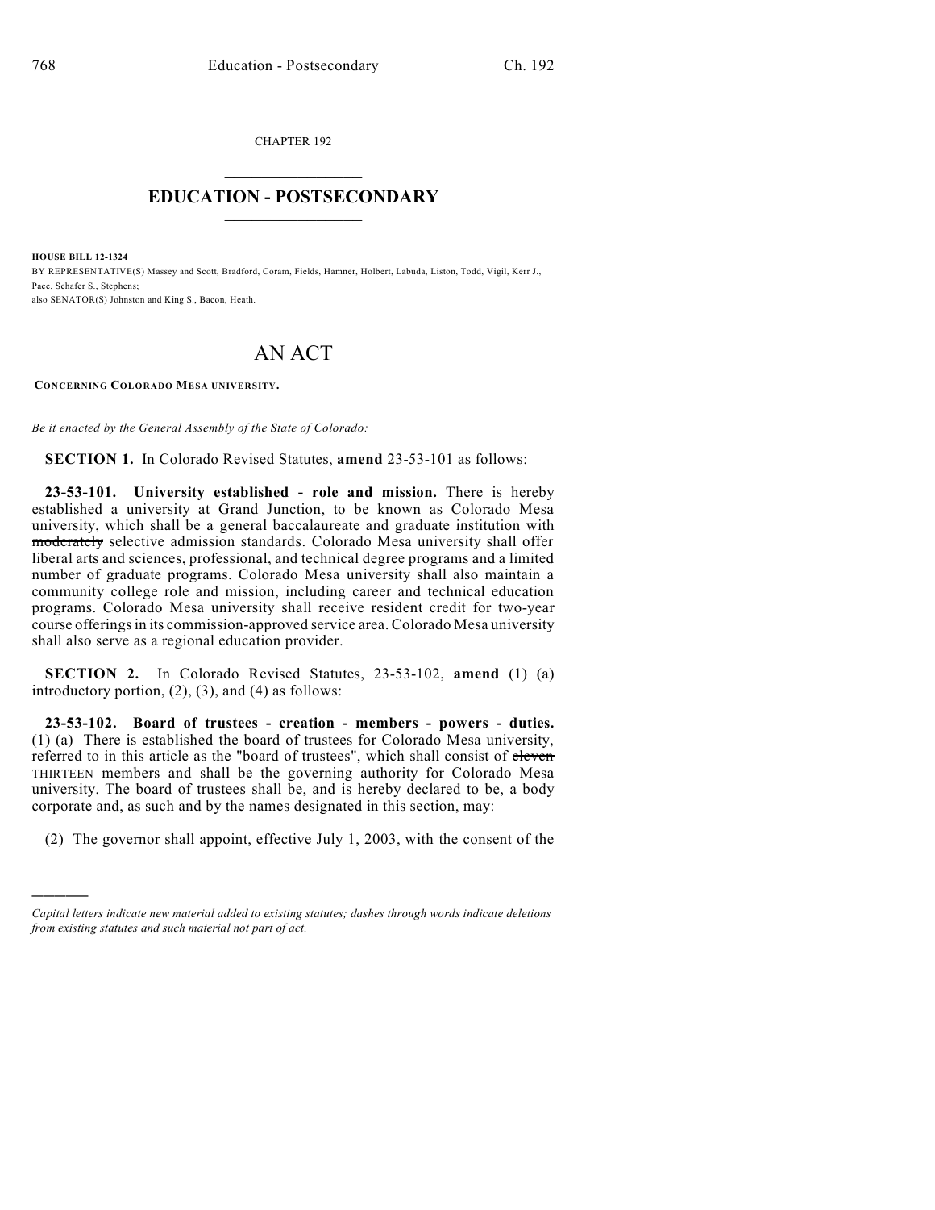CHAPTER 192

# EDUCATION - POSTSECONDARY

**HOUSE BILL 12-1324**

BY REPRESENTATIVE(S) Massey and Scott, Bradford, Coram, Fields, Hamner, Holbert, Labuda, Liston, Todd, Vigil, Kerr J., Pace, Schafer S., Stephens;
also SENATOR(S) Johnston and King S., Bacon, Heath.

# AN ACT

**CONCERNING COLORADO MESA UNIVERSITY.**

*Be it enacted by the General Assembly of the State of Colorado:*

**SECTION 1.** In Colorado Revised Statutes, **amend** 23-53-101 as follows:

**23-53-101. University established - role and mission.** There is hereby established a university at Grand Junction, to be known as Colorado Mesa university, which shall be a general baccalaureate and graduate institution with ~~moderately~~ selective admission standards. Colorado Mesa university shall offer liberal arts and sciences, professional, and technical degree programs and a limited number of graduate programs. Colorado Mesa university shall also maintain a community college role and mission, including career and technical education programs. Colorado Mesa university shall receive resident credit for two-year course offerings in its commission-approved service area. Colorado Mesa university shall also serve as a regional education provider.

**SECTION 2.** In Colorado Revised Statutes, 23-53-102, **amend** (1) (a) introductory portion, (2), (3), and (4) as follows:

**23-53-102. Board of trustees - creation - members - powers - duties.** (1) (a) There is established the board of trustees for Colorado Mesa university, referred to in this article as the "board of trustees", which shall consist of ~~eleven~~ THIRTEEN members and shall be the governing authority for Colorado Mesa university. The board of trustees shall be, and is hereby declared to be, a body corporate and, as such and by the names designated in this section, may:

(2) The governor shall appoint, effective July 1, 2003, with the consent of the

---

*Capital letters indicate new material added to existing statutes; dashes through words indicate deletions from existing statutes and such material not part of act.*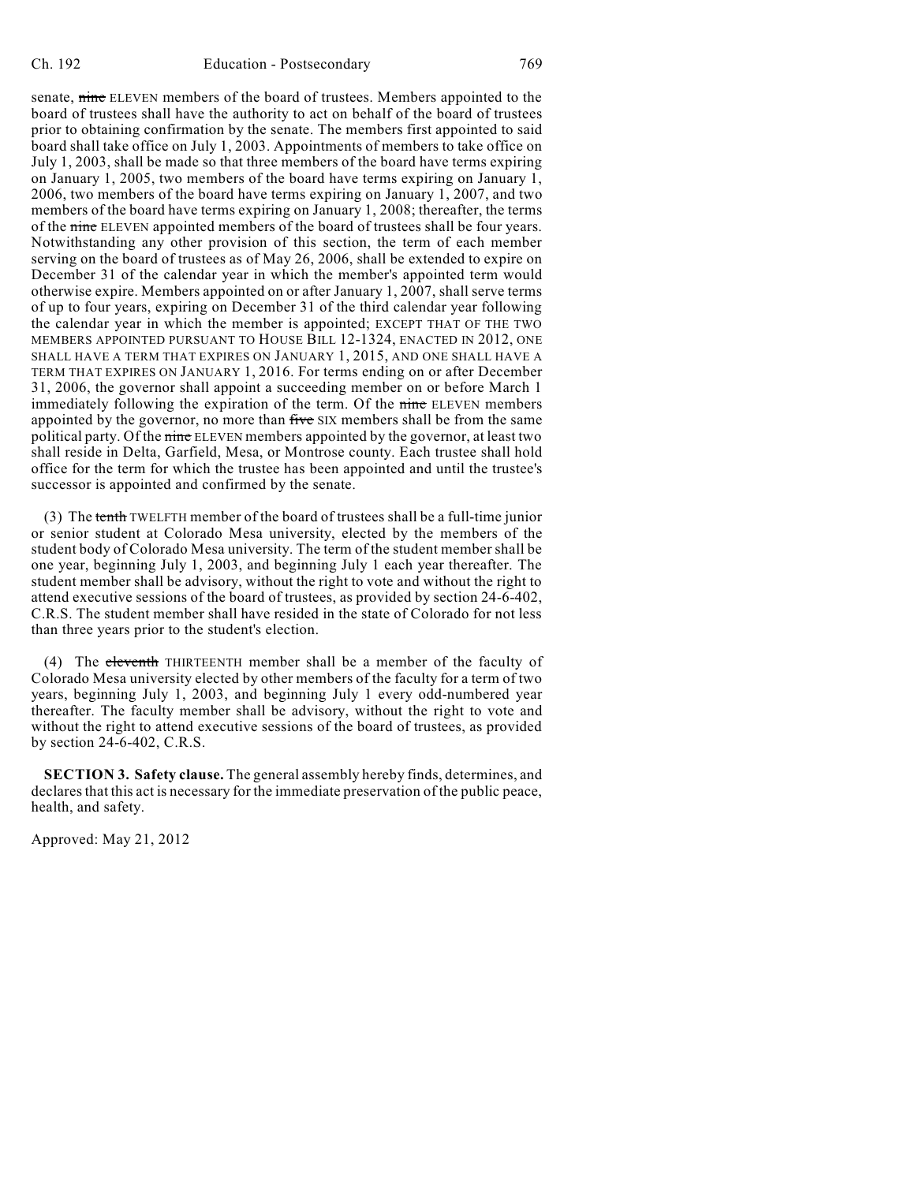senate, ~~nine~~ ELEVEN members of the board of trustees. Members appointed to the board of trustees shall have the authority to act on behalf of the board of trustees prior to obtaining confirmation by the senate. The members first appointed to said board shall take office on July 1, 2003. Appointments of members to take office on July 1, 2003, shall be made so that three members of the board have terms expiring on January 1, 2005, two members of the board have terms expiring on January 1, 2006, two members of the board have terms expiring on January 1, 2007, and two members of the board have terms expiring on January 1, 2008; thereafter, the terms of the ~~nine~~ ELEVEN appointed members of the board of trustees shall be four years. Notwithstanding any other provision of this section, the term of each member serving on the board of trustees as of May 26, 2006, shall be extended to expire on December 31 of the calendar year in which the member's appointed term would otherwise expire. Members appointed on or after January 1, 2007, shall serve terms of up to four years, expiring on December 31 of the third calendar year following the calendar year in which the member is appointed; EXCEPT THAT OF THE TWO MEMBERS APPOINTED PURSUANT TO HOUSE BILL 12-1324, ENACTED IN 2012, ONE SHALL HAVE A TERM THAT EXPIRES ON JANUARY 1, 2015, AND ONE SHALL HAVE A TERM THAT EXPIRES ON JANUARY 1, 2016. For terms ending on or after December 31, 2006, the governor shall appoint a succeeding member on or before March 1 immediately following the expiration of the term. Of the ~~nine~~ ELEVEN members appointed by the governor, no more than ~~five~~ SIX members shall be from the same political party. Of the ~~nine~~ ELEVEN members appointed by the governor, at least two shall reside in Delta, Garfield, Mesa, or Montrose county. Each trustee shall hold office for the term for which the trustee has been appointed and until the trustee's successor is appointed and confirmed by the senate.

(3) The ~~tenth~~ TWELFTH member of the board of trustees shall be a full-time junior or senior student at Colorado Mesa university, elected by the members of the student body of Colorado Mesa university. The term of the student member shall be one year, beginning July 1, 2003, and beginning July 1 each year thereafter. The student member shall be advisory, without the right to vote and without the right to attend executive sessions of the board of trustees, as provided by section 24-6-402, C.R.S. The student member shall have resided in the state of Colorado for not less than three years prior to the student's election.

(4) The ~~eleventh~~ THIRTEENTH member shall be a member of the faculty of Colorado Mesa university elected by other members of the faculty for a term of two years, beginning July 1, 2003, and beginning July 1 every odd-numbered year thereafter. The faculty member shall be advisory, without the right to vote and without the right to attend executive sessions of the board of trustees, as provided by section 24-6-402, C.R.S.

**SECTION 3. Safety clause.** The general assembly hereby finds, determines, and declares that this act is necessary for the immediate preservation of the public peace, health, and safety.

Approved: May 21, 2012